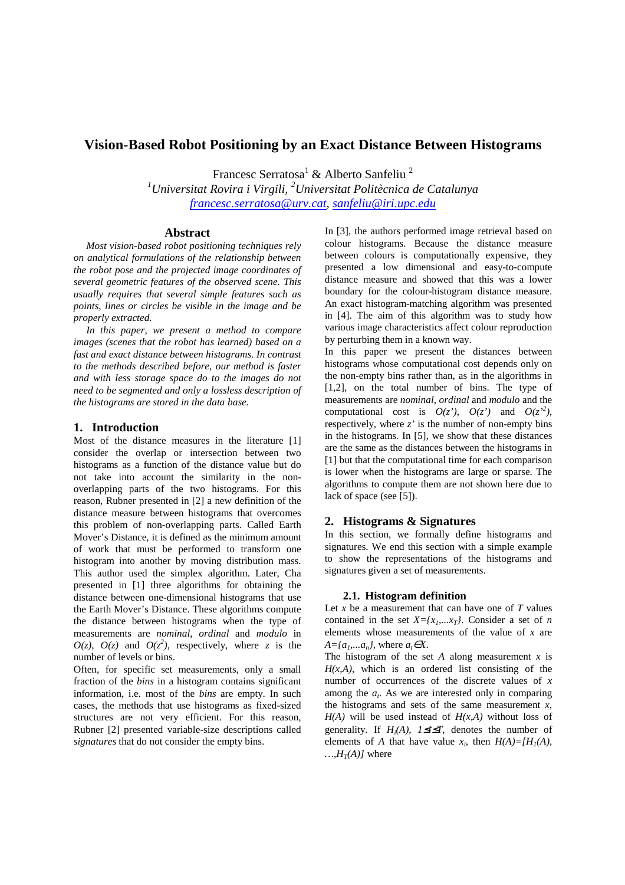# Vision-Based Robot Positioning by an Exact Distance Between Histograms

Francesc Serratosa[1] & Alberto Sanfeliu [2]

[1]*Universitat Rovira i Virgili,* [2]*Universitat Politècnica de Catalunya*

francesc.serratosa@urv.cat, sanfeliu@iri.upc.edu

## Abstract

*Most vision-based robot positioning techniques rely on analytical formulations of the relationship between the robot pose and the projected image coordinates of several geometric features of the observed scene. This usually requires that several simple features such as points, lines or circles be visible in the image and be properly extracted.*

*In this paper, we present a method to compare images (scenes that the robot has learned) based on a fast and exact distance between histograms. In contrast to the methods described before, our method is faster and with less storage space do to the images do not need to be segmented and only a lossless description of the histograms are stored in the data base.*

## 1. Introduction

Most of the distance measures in the literature [1] consider the overlap or intersection between two histograms as a function of the distance value but do not take into account the similarity in the non-overlapping parts of the two histograms. For this reason, Rubner presented in [2] a new definition of the distance measure between histograms that overcomes this problem of non-overlapping parts. Called Earth Mover's Distance, it is defined as the minimum amount of work that must be performed to transform one histogram into another by moving distribution mass. This author used the simplex algorithm. Later, Cha presented in [1] three algorithms for obtaining the distance between one-dimensional histograms that use the Earth Mover's Distance. These algorithms compute the distance between histograms when the type of measurements are *nominal*, *ordinal* and *modulo* in $O(z)$, $O(z)$ and $O(z^2)$, respectively, where $z$ is the number of levels or bins.

Often, for specific set measurements, only a small fraction of the *bins* in a histogram contains significant information, i.e. most of the *bins* are empty. In such cases, the methods that use histograms as fixed-sized structures are not very efficient. For this reason, Rubner [2] presented variable-size descriptions called *signatures* that do not consider the empty bins.

In [3], the authors performed image retrieval based on colour histograms. Because the distance measure between colours is computationally expensive, they presented a low dimensional and easy-to-compute distance measure and showed that this was a lower boundary for the colour-histogram distance measure. An exact histogram-matching algorithm was presented in [4]. The aim of this algorithm was to study how various image characteristics affect colour reproduction by perturbing them in a known way.

In this paper we present the distances between histograms whose computational cost depends only on the non-empty bins rather than, as in the algorithms in [1,2], on the total number of bins. The type of measurements are *nominal*, *ordinal* and *modulo* and the computational cost is $O(z')$, $O(z')$ and $O(z'^2)$, respectively, where $z'$ is the number of non-empty bins in the histograms. In [5], we show that these distances are the same as the distances between the histograms in [1] but that the computational time for each comparison is lower when the histograms are large or sparse. The algorithms to compute them are not shown here due to lack of space (see [5]).

## 2. Histograms & Signatures

In this section, we formally define histograms and signatures. We end this section with a simple example to show the representations of the histograms and signatures given a set of measurements.

### 2.1. Histogram definition

Let $x$ be a measurement that can have one of $T$ values contained in the set $X=\{x_1,...x_T\}$. Consider a set of $n$ elements whose measurements of the value of $x$ are $A=\{a_1,...a_n\}$, where $a_t \in X$.

The histogram of the set $A$ along measurement $x$ is $H(x,A)$, which is an ordered list consisting of the number of occurrences of the discrete values of $x$ among the $a_t$. As we are interested only in comparing the histograms and sets of the same measurement $x$, $H(A)$ will be used instead of $H(x,A)$ without loss of generality. If $H_i(A)$, $1 \le i \le T$, denotes the number of elements of $A$ that have value $x_i$, then $H(A)=[H_1(A), \ldots, H_T(A)]$ where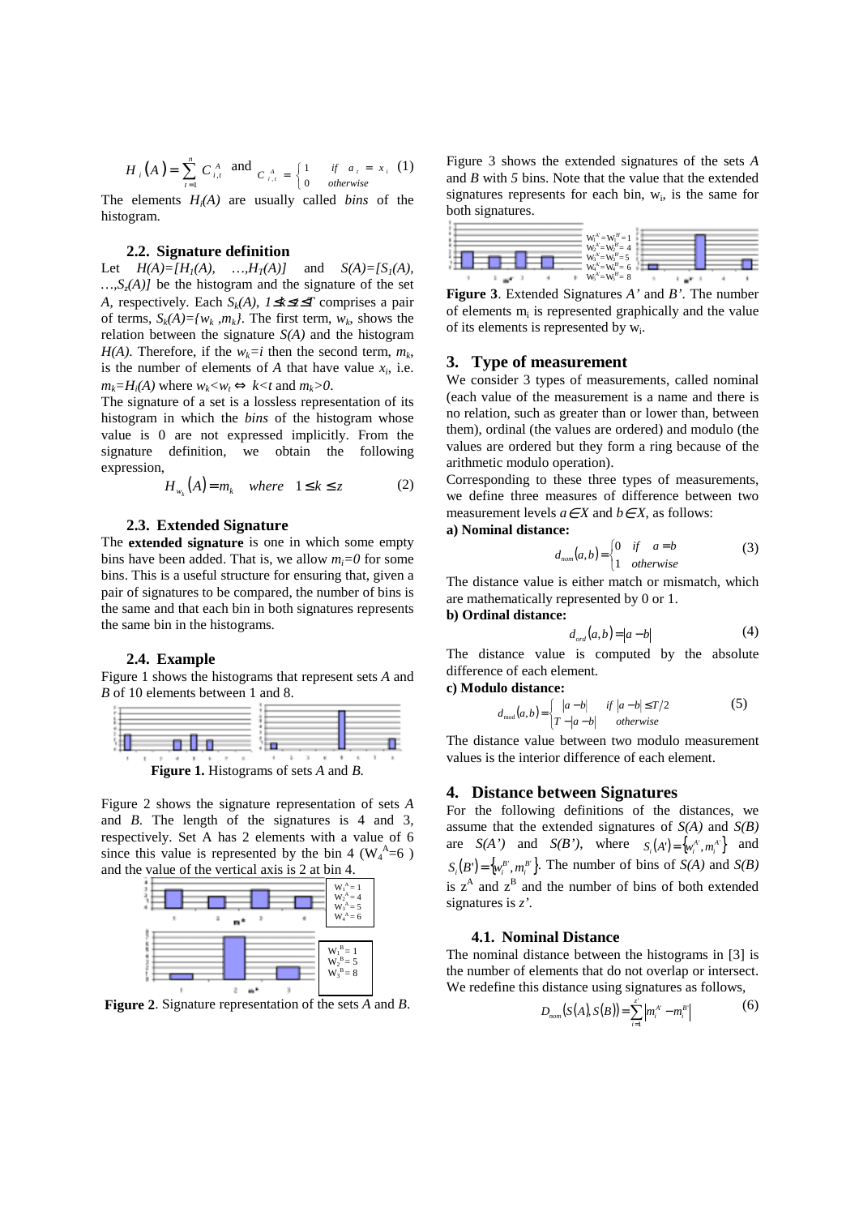$$H_i(A) = \sum_{t=1}^{n} C_{i,t}^{A} \text{ and } C_{i,t}^{A} = \begin{cases} 1 & \text{if } a_t = x_i \\ 0 & \text{otherwise} \end{cases} \quad (1)$$

The elements $H_i(A)$ are usually called *bins* of the histogram.

### 2.2. Signature definition

Let $H(A)=[H_1(A), \ldots, H_T(A)]$ and $S(A)=[S_1(A), \ldots, S_z(A)]$ be the histogram and the signature of the set $A$, respectively. Each $S_k(A)$, $1 \le k \le z \le T$ comprises a pair of terms, $S_k(A)=\{w_k, m_k\}$. The first term, $w_k$, shows the relation between the signature $S(A)$ and the histogram $H(A)$. Therefore, if the $w_k=i$ then the second term, $m_k$, is the number of elements of $A$ that have value $x_i$, i.e. $m_k=H_i(A)$ where $w_k<w_t \Leftrightarrow k<t$ and $m_k>0$.

The signature of a set is a lossless representation of its histogram in which the *bins* of the histogram whose value is 0 are not expressed implicitly. From the signature definition, we obtain the following expression,

$$H_{w_k}(A) = m_k \quad \text{where} \quad 1 \le k \le z \quad (2)$$

### 2.3. Extended Signature

The **extended signature** is one in which some empty bins have been added. That is, we allow $m_i=0$ for some bins. This is a useful structure for ensuring that, given a pair of signatures to be compared, the number of bins is the same and that each bin in both signatures represents the same bin in the histograms.

### 2.4. Example

Figure 1 shows the histograms that represent sets $A$ and $B$ of 10 elements between 1 and 8.

**Figure 1.** Histograms of sets $A$ and $B$.

Figure 2 shows the signature representation of sets $A$ and $B$. The length of the signatures is 4 and 3, respectively. Set A has 2 elements with a value of 6 since this value is represented by the bin 4 ($W_4^A=6$ ) and the value of the vertical axis is 2 at bin 4.

$W_1^A = 1$, $W_2^A = 4$, $W_3^A = 5$, $W_4^A = 6$

$W_1^B = 1$, $W_2^B = 5$, $W_3^B = 8$

**Figure 2**. Signature representation of the sets $A$ and $B$.

Figure 3 shows the extended signatures of the sets $A$ and $B$ with 5 bins. Note that the value that the extended signatures represents for each bin, $w_i$, is the same for both signatures.

$W_1^{A'} = W_1^{B'} = 1$, $W_2^{A'} = W_2^{B'} = 4$, $W_3^{A'} = W_3^{B'} = 5$, $W_4^{A'} = W_4^{B'} = 6$, $W_5^{A'} = W_5^{B'} = 8$

**Figure 3**. Extended Signatures $A'$ and $B'$. The number of elements $m_i$ is represented graphically and the value of its elements is represented by $w_i$.

## 3. Type of measurement

We consider 3 types of measurements, called nominal (each value of the measurement is a name and there is no relation, such as greater than or lower than, between them), ordinal (the values are ordered) and modulo (the values are ordered but they form a ring because of the arithmetic modulo operation).

Corresponding to these three types of measurements, we define three measures of difference between two measurement levels $a \in X$ and $b \in X$, as follows:

**a) Nominal distance:**

$$d_{nom}(a,b) = \begin{cases} 0 & \text{if} \quad a = b \\ 1 & \text{otherwise} \end{cases} \quad (3)$$

The distance value is either match or mismatch, which are mathematically represented by 0 or 1.

**b) Ordinal distance:**

$$d_{ord}(a,b) = |a - b| \quad (4)$$

The distance value is computed by the absolute difference of each element.

**c) Modulo distance:**

$$d_{mod}(a,b) = \begin{cases} |a - b| & \text{if } |a - b| \le T/2 \\ T - |a - b| & \text{otherwise} \end{cases} \quad (5)$$

The distance value between two modulo measurement values is the interior difference of each element.

## 4. Distance between Signatures

For the following definitions of the distances, we assume that the extended signatures of $S(A)$ and $S(B)$ are $S(A')$ and $S(B')$, where $S_i(A') = \{w_i^{A'}, m_i^{A'}\}$ and $S_i(B') = \{w_i^{B'}, m_i^{B'}\}$. The number of bins of $S(A)$ and $S(B)$ is $z^A$ and $z^B$ and the number of bins of both extended signatures is $z'$.

### 4.1. Nominal Distance

The nominal distance between the histograms in [3] is the number of elements that do not overlap or intersect. We redefine this distance using signatures as follows,

$$D_{nom}(S(A), S(B)) = \sum_{i=1}^{z'} \left| m_i^{A'} - m_i^{B'} \right| \quad (6)$$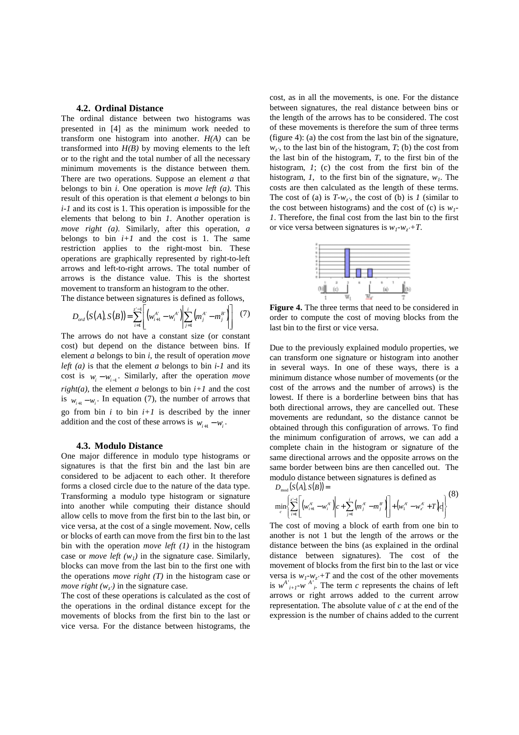### 4.2. Ordinal Distance

The ordinal distance between two histograms was presented in [4] as the minimum work needed to transform one histogram into another. *H(A)* can be transformed into *H(B)* by moving elements to the left or to the right and the total number of all the necessary minimum movements is the distance between them. There are two operations. Suppose an element *a* that belongs to bin *i*. One operation is *move left (a)*. This result of this operation is that element *a* belongs to bin *i-1* and its cost is 1. This operation is impossible for the elements that belong to bin *1*. Another operation is *move right (a)*. Similarly, after this operation, *a* belongs to bin *i+1* and the cost is 1. The same restriction applies to the right-most bin. These operations are graphically represented by right-to-left arrows and left-to-right arrows. The total number of arrows is the distance value. This is the shortest movement to transform an histogram to the other.

The distance between signatures is defined as follows,

$$D_{ord}\left(S(A),S(B)\right)=\sum_{i=1}^{z'-1}\left[\left(w_{i+1}^{A'}-w_i^{A'}\right)\left|\sum_{j=1}^{i}\left(m_j^{A'}-m_j^{B'}\right)\right|\right] \quad (7)$$

The arrows do not have a constant size (or constant cost) but depend on the distance between bins. If element *a* belongs to bin *i*, the result of operation *move left (a)* is that the element *a* belongs to bin *i-1* and its cost is $w_i - w_{i-1}$. Similarly, after the operation *move right(a)*, the element *a* belongs to bin *i+1* and the cost is $w_{i+1} - w_i$. In equation (7), the number of arrows that go from bin *i* to bin *i+1* is described by the inner addition and the cost of these arrows is $w_{i+1} - w_i$.

### 4.3. Modulo Distance

One major difference in modulo type histograms or signatures is that the first bin and the last bin are considered to be adjacent to each other. It therefore forms a closed circle due to the nature of the data type. Transforming a modulo type histogram or signature into another while computing their distance should allow cells to move from the first bin to the last bin, or vice versa, at the cost of a single movement. Now, cells or blocks of earth can move from the first bin to the last bin with the operation *move left (1)* in the histogram case or *move left ($w_1$)* in the signature case. Similarly, blocks can move from the last bin to the first one with the operations *move right (T)* in the histogram case or *move right ($w_{z'}$)* in the signature case.

The cost of these operations is calculated as the cost of the operations in the ordinal distance except for the movements of blocks from the first bin to the last or vice versa. For the distance between histograms, the cost, as in all the movements, is one. For the distance between signatures, the real distance between bins or the length of the arrows has to be considered. The cost of these movements is therefore the sum of three terms (figure 4): (a) the cost from the last bin of the signature, $w_{z'}$, to the last bin of the histogram, *T*; (b) the cost from the last bin of the histogram, *T*, to the first bin of the histogram, *1*; (c) the cost from the first bin of the histogram, *1*, to the first bin of the signature, $w_1$. The costs are then calculated as the length of these terms. The cost of (a) is $T-w_{z'}$, the cost of (b) is *1* (similar to the cost between histograms) and the cost of (c) is $w_1-1$. Therefore, the final cost from the last bin to the first or vice versa between signatures is $w_1-w_{z'}+T$.

**Figure 4.** The three terms that need to be considered in order to compute the cost of moving blocks from the last bin to the first or vice versa.

Due to the previously explained modulo properties, we can transform one signature or histogram into another in several ways. In one of these ways, there is a minimum distance whose number of movements (or the cost of the arrows and the number of arrows) is the lowest. If there is a borderline between bins that has both directional arrows, they are cancelled out. These movements are redundant, so the distance cannot be obtained through this configuration of arrows. To find the minimum configuration of arrows, we can add a complete chain in the histogram or signature of the same directional arrows and the opposite arrows on the same border between bins are then cancelled out. The modulo distance between signatures is defined as

$$D_{mod}\left(S(A),S(B)\right)=\min_{c}\left\{\sum_{i=1}^{z'-1}\left[\left(w_{i+1}^{A'}-w_i^{A'}\right)\left|c+\sum_{j=1}^{i}\left(m_j^{A'}-m_j^{B'}\right)\right|\right]+\left(w_1^{A'}-w_{z'}^{A'}+T\right)|c|\right\} \quad (8)$$

The cost of moving a block of earth from one bin to another is not 1 but the length of the arrows or the distance between the bins (as explained in the ordinal distance between signatures). The cost of the movement of blocks from the first bin to the last or vice versa is $w_1-w_{z'}+T$ and the cost of the other movements is $w^{A'}_{i+1}-w^{A'}_{i}$. The term *c* represents the chains of left arrows or right arrows added to the current arrow representation. The absolute value of *c* at the end of the expression is the number of chains added to the current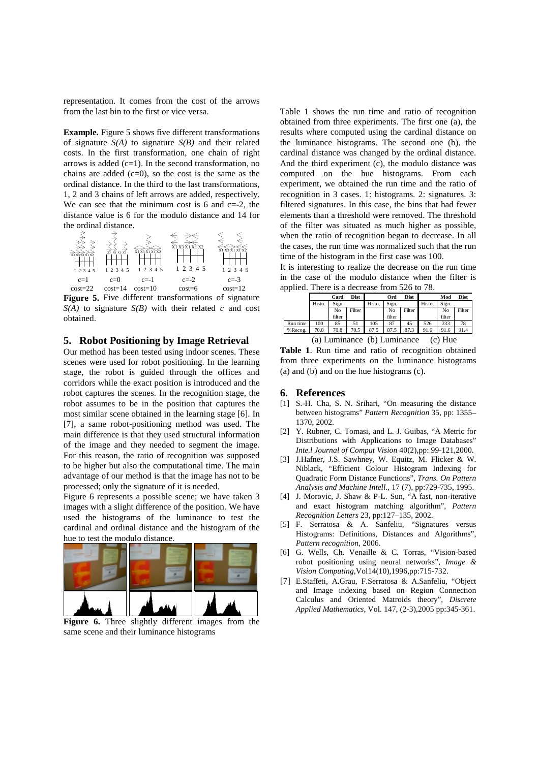representation. It comes from the cost of the arrows from the last bin to the first or vice versa.

**Example.** Figure 5 shows five different transformations of signature *S(A)* to signature *S(B)* and their related costs. In the first transformation, one chain of right arrows is added (c=1). In the second transformation, no chains are added (c=0), so the cost is the same as the ordinal distance. In the third to the last transformations, 1, 2 and 3 chains of left arrows are added, respectively. We can see that the minimum cost is 6 and c=-2, the distance value is 6 for the modulo distance and 14 for the ordinal distance.

c=1 cost=22
c=0 cost=14
c=-1 cost=10
c=-2 cost=6
c=-3 cost=12

**Figure 5.** Five different transformations of signature *S(A)* to signature *S(B)* with their related *c* and cost obtained.

## 5. Robot Positioning by Image Retrieval

Our method has been tested using indoor scenes. These scenes were used for robot positioning. In the learning stage, the robot is guided through the offices and corridors while the exact position is introduced and the robot captures the scenes. In the recognition stage, the robot assumes to be in the position that captures the most similar scene obtained in the learning stage [6]. In [7], a same robot-positioning method was used. The main difference is that they used structural information of the image and they needed to segment the image. For this reason, the ratio of recognition was supposed to be higher but also the computational time. The main advantage of our method is that the image has not to be processed; only the signature of it is needed.

Figure 6 represents a possible scene; we have taken 3 images with a slight difference of the position. We have used the histograms of the luminance to test the cardinal and ordinal distance and the histogram of the hue to test the modulo distance.

**Figure 6.** Three slightly different images from the same scene and their luminance histograms

Table 1 shows the run time and ratio of recognition obtained from three experiments. The first one (a), the results where computed using the cardinal distance on the luminance histograms. The second one (b), the cardinal distance was changed by the ordinal distance. And the third experiment (c), the modulo distance was computed on the hue histograms. From each experiment, we obtained the run time and the ratio of recognition in 3 cases. 1: histograms. 2: signatures. 3: filtered signatures. In this case, the bins that had fewer elements than a threshold were removed. The threshold of the filter was situated as much higher as possible, when the ratio of recognition began to decrease. In all the cases, the run time was normalized such that the run time of the histogram in the first case was 100.

It is interesting to realize the decrease on the run time in the case of the modulo distance when the filter is applied. There is a decrease from 526 to 78.

| | Card Dist | | | Ord Dist | | | Mod Dist | | |
|---|---|---|---|---|---|---|---|---|---|
| | Histo. | Sign. | | Histo. | Sign. | | Histo. | Sign. | |
| | | No filter | Filter | | No filter | Filter | | No filter | Filter |
| Run time | 100 | 85 | 51 | 105 | 87 | 45 | 526 | 233 | 78 |
| %Recog. | 70.8 | 70.8 | 70.5 | 87.5 | 87.5 | 87.3 | 91.6 | 91.6 | 91.4 |

(a) Luminance (b) Luminance (c) Hue

**Table 1**. Run time and ratio of recognition obtained from three experiments on the luminance histograms (a) and (b) and on the hue histograms (c).

## 6. References

[1] S.-H. Cha, S. N. Srihari, "On measuring the distance between histograms" *Pattern Recognition* 35, pp: 1355–1370, 2002.

[2] Y. Rubner, C. Tomasi, and L. J. Guibas, "A Metric for Distributions with Applications to Image Databases" *Inte.l Journal of Comput Vision* 40(2),pp: 99-121,2000.

[3] J.Hafner, J.S. Sawhney, W. Equitz, M. Flicker & W. Niblack, "Efficient Colour Histogram Indexing for Quadratic Form Distance Functions", *Trans. On Pattern Analysis and Machine Intell.*, 17 (7), pp:729-735, 1995.

[4] J. Morovic, J. Shaw & P-L. Sun, "A fast, non-iterative and exact histogram matching algorithm", *Pattern Recognition Letters* 23, pp:127–135, 2002.

[5] F. Serratosa & A. Sanfeliu, "Signatures versus Histograms: Definitions, Distances and Algorithms", *Pattern recognition*, 2006.

[6] G. Wells, Ch. Venaille & C. Torras, "Vision-based robot positioning using neural networks", *Image & Vision Computing*,Vol14(10),1996,pp:715-732.

[7] E.Staffeti, A.Grau, F.Serratosa & A.Sanfeliu, "Object and Image indexing based on Region Connection Calculus and Oriented Matroids theory", *Discrete Applied Mathematics*, Vol. 147, (2-3),2005 pp:345-361.